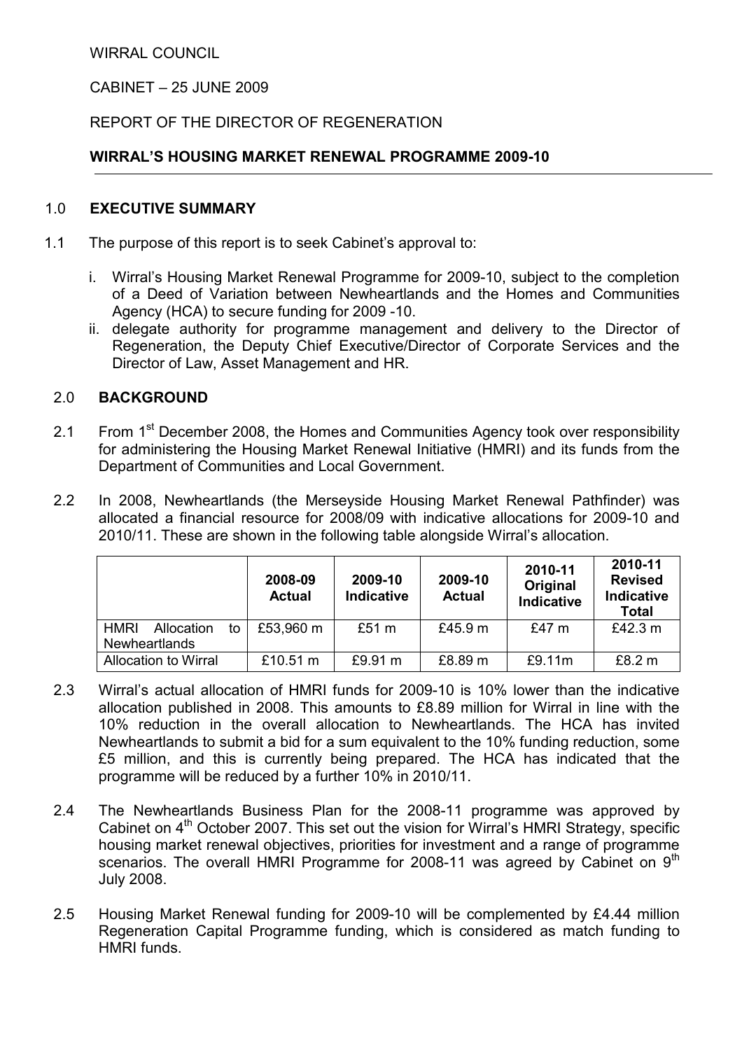WIRRAL COUNCIL

CABINET – 25 JUNE 2009

REPORT OF THE DIRECTOR OF REGENERATION

**WIRRAL'S HOUSING MARKET RENEWAL PROGRAMME 2009-10**

## 1.0 EXECUTIVE SUMMARY

1.1 The purpose of this report is to seek Cabinet's approval to:

i. Wirral's Housing Market Renewal Programme for 2009-10, subject to the completion of a Deed of Variation between Newheartlands and the Homes and Communities Agency (HCA) to secure funding for 2009 -10.

ii. delegate authority for programme management and delivery to the Director of Regeneration, the Deputy Chief Executive/Director of Corporate Services and the Director of Law, Asset Management and HR.

## 2.0 BACKGROUND

2.1 From 1st December 2008, the Homes and Communities Agency took over responsibility for administering the Housing Market Renewal Initiative (HMRI) and its funds from the Department of Communities and Local Government.

2.2 In 2008, Newheartlands (the Merseyside Housing Market Renewal Pathfinder) was allocated a financial resource for 2008/09 with indicative allocations for 2009-10 and 2010/11. These are shown in the following table alongside Wirral's allocation.

| | 2008-09 Actual | 2009-10 Indicative | 2009-10 Actual | 2010-11 Original Indicative | 2010-11 Revised Indicative Total |
|---|---|---|---|---|---|
| HMRI Allocation to Newheartlands | £53,960 m | £51 m | £45.9 m | £47 m | £42.3 m |
| Allocation to Wirral | £10.51 m | £9.91 m | £8.89 m | £9.11m | £8.2 m |

2.3 Wirral's actual allocation of HMRI funds for 2009-10 is 10% lower than the indicative allocation published in 2008. This amounts to £8.89 million for Wirral in line with the 10% reduction in the overall allocation to Newheartlands. The HCA has invited Newheartlands to submit a bid for a sum equivalent to the 10% funding reduction, some £5 million, and this is currently being prepared. The HCA has indicated that the programme will be reduced by a further 10% in 2010/11.

2.4 The Newheartlands Business Plan for the 2008-11 programme was approved by Cabinet on 4th October 2007. This set out the vision for Wirral's HMRI Strategy, specific housing market renewal objectives, priorities for investment and a range of programme scenarios. The overall HMRI Programme for 2008-11 was agreed by Cabinet on 9th July 2008.

2.5 Housing Market Renewal funding for 2009-10 will be complemented by £4.44 million Regeneration Capital Programme funding, which is considered as match funding to HMRI funds.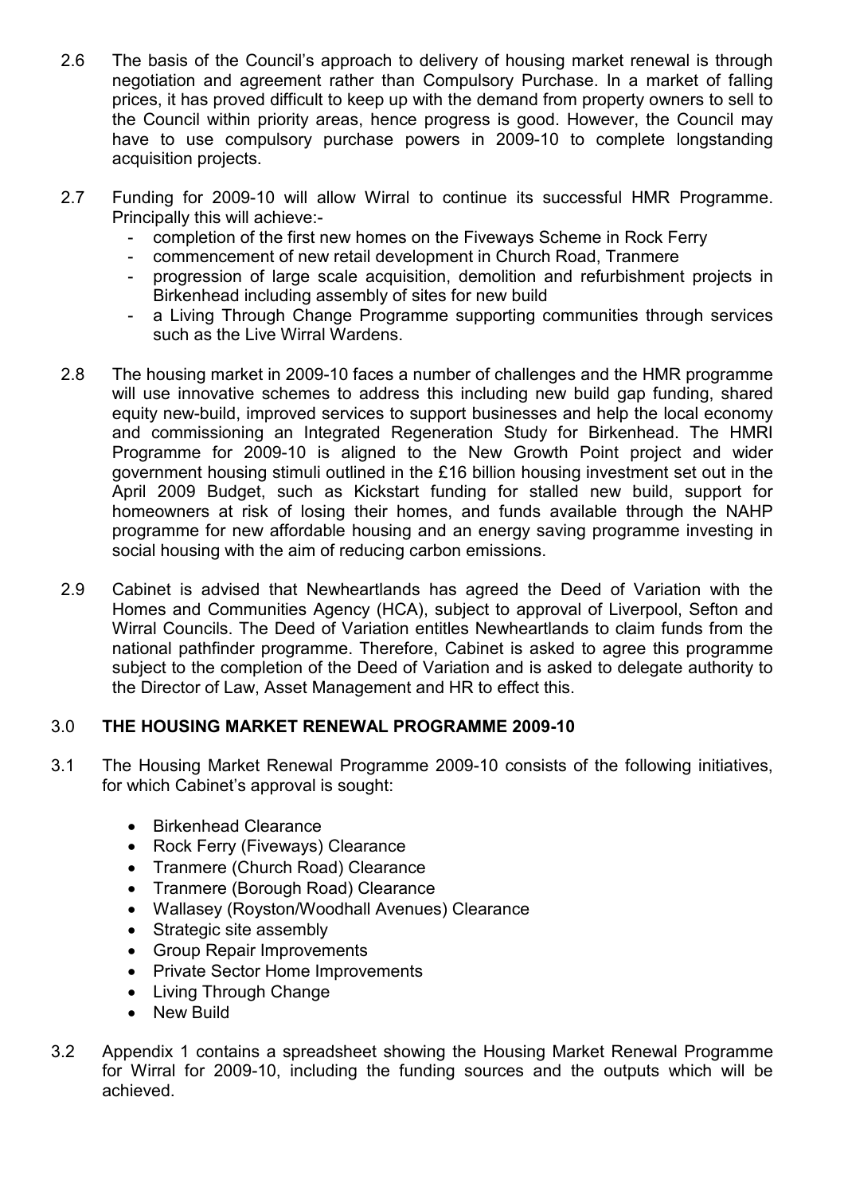2.6 The basis of the Council's approach to delivery of housing market renewal is through negotiation and agreement rather than Compulsory Purchase. In a market of falling prices, it has proved difficult to keep up with the demand from property owners to sell to the Council within priority areas, hence progress is good. However, the Council may have to use compulsory purchase powers in 2009-10 to complete longstanding acquisition projects.

2.7 Funding for 2009-10 will allow Wirral to continue its successful HMR Programme. Principally this will achieve:-

- completion of the first new homes on the Fiveways Scheme in Rock Ferry
- commencement of new retail development in Church Road, Tranmere
- progression of large scale acquisition, demolition and refurbishment projects in Birkenhead including assembly of sites for new build
- a Living Through Change Programme supporting communities through services such as the Live Wirral Wardens.

2.8 The housing market in 2009-10 faces a number of challenges and the HMR programme will use innovative schemes to address this including new build gap funding, shared equity new-build, improved services to support businesses and help the local economy and commissioning an Integrated Regeneration Study for Birkenhead. The HMRI Programme for 2009-10 is aligned to the New Growth Point project and wider government housing stimuli outlined in the £16 billion housing investment set out in the April 2009 Budget, such as Kickstart funding for stalled new build, support for homeowners at risk of losing their homes, and funds available through the NAHP programme for new affordable housing and an energy saving programme investing in social housing with the aim of reducing carbon emissions.

2.9 Cabinet is advised that Newheartlands has agreed the Deed of Variation with the Homes and Communities Agency (HCA), subject to approval of Liverpool, Sefton and Wirral Councils. The Deed of Variation entitles Newheartlands to claim funds from the national pathfinder programme. Therefore, Cabinet is asked to agree this programme subject to the completion of the Deed of Variation and is asked to delegate authority to the Director of Law, Asset Management and HR to effect this.

## 3.0 THE HOUSING MARKET RENEWAL PROGRAMME 2009-10

3.1 The Housing Market Renewal Programme 2009-10 consists of the following initiatives, for which Cabinet's approval is sought:

- Birkenhead Clearance
- Rock Ferry (Fiveways) Clearance
- Tranmere (Church Road) Clearance
- Tranmere (Borough Road) Clearance
- Wallasey (Royston/Woodhall Avenues) Clearance
- Strategic site assembly
- Group Repair Improvements
- Private Sector Home Improvements
- Living Through Change
- New Build

3.2 Appendix 1 contains a spreadsheet showing the Housing Market Renewal Programme for Wirral for 2009-10, including the funding sources and the outputs which will be achieved.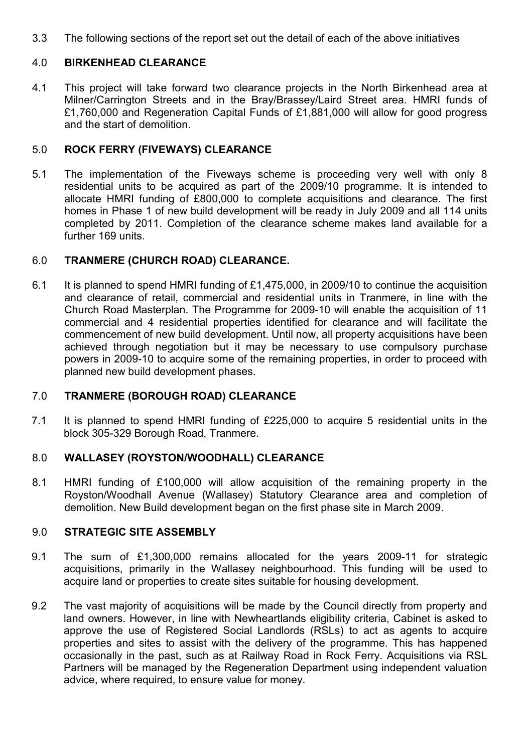3.3 The following sections of the report set out the detail of each of the above initiatives

## 4.0 BIRKENHEAD CLEARANCE

4.1 This project will take forward two clearance projects in the North Birkenhead area at Milner/Carrington Streets and in the Bray/Brassey/Laird Street area. HMRI funds of £1,760,000 and Regeneration Capital Funds of £1,881,000 will allow for good progress and the start of demolition.

## 5.0 ROCK FERRY (FIVEWAYS) CLEARANCE

5.1 The implementation of the Fiveways scheme is proceeding very well with only 8 residential units to be acquired as part of the 2009/10 programme. It is intended to allocate HMRI funding of £800,000 to complete acquisitions and clearance. The first homes in Phase 1 of new build development will be ready in July 2009 and all 114 units completed by 2011. Completion of the clearance scheme makes land available for a further 169 units.

## 6.0 TRANMERE (CHURCH ROAD) CLEARANCE.

6.1 It is planned to spend HMRI funding of £1,475,000, in 2009/10 to continue the acquisition and clearance of retail, commercial and residential units in Tranmere, in line with the Church Road Masterplan. The Programme for 2009-10 will enable the acquisition of 11 commercial and 4 residential properties identified for clearance and will facilitate the commencement of new build development. Until now, all property acquisitions have been achieved through negotiation but it may be necessary to use compulsory purchase powers in 2009-10 to acquire some of the remaining properties, in order to proceed with planned new build development phases.

## 7.0 TRANMERE (BOROUGH ROAD) CLEARANCE

7.1 It is planned to spend HMRI funding of £225,000 to acquire 5 residential units in the block 305-329 Borough Road, Tranmere.

## 8.0 WALLASEY (ROYSTON/WOODHALL) CLEARANCE

8.1 HMRI funding of £100,000 will allow acquisition of the remaining property in the Royston/Woodhall Avenue (Wallasey) Statutory Clearance area and completion of demolition. New Build development began on the first phase site in March 2009.

## 9.0 STRATEGIC SITE ASSEMBLY

9.1 The sum of £1,300,000 remains allocated for the years 2009-11 for strategic acquisitions, primarily in the Wallasey neighbourhood. This funding will be used to acquire land or properties to create sites suitable for housing development.

9.2 The vast majority of acquisitions will be made by the Council directly from property and land owners. However, in line with Newheartlands eligibility criteria, Cabinet is asked to approve the use of Registered Social Landlords (RSLs) to act as agents to acquire properties and sites to assist with the delivery of the programme. This has happened occasionally in the past, such as at Railway Road in Rock Ferry. Acquisitions via RSL Partners will be managed by the Regeneration Department using independent valuation advice, where required, to ensure value for money.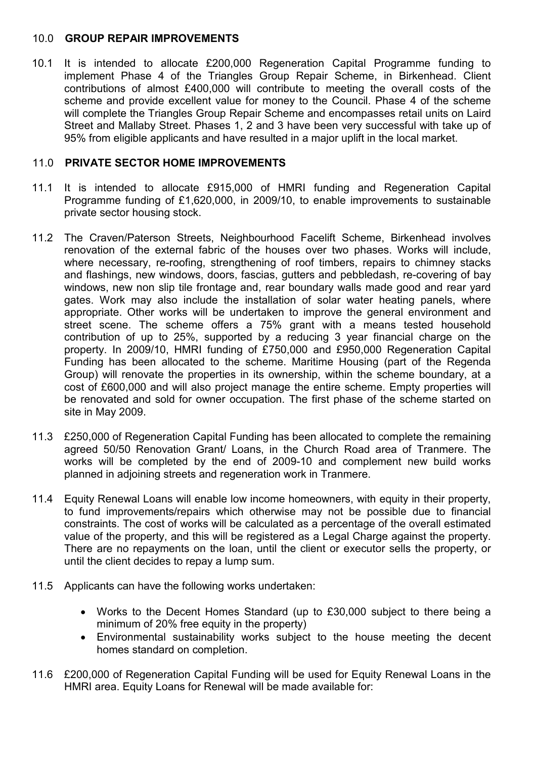## 10.0 GROUP REPAIR IMPROVEMENTS

10.1 It is intended to allocate £200,000 Regeneration Capital Programme funding to implement Phase 4 of the Triangles Group Repair Scheme, in Birkenhead. Client contributions of almost £400,000 will contribute to meeting the overall costs of the scheme and provide excellent value for money to the Council. Phase 4 of the scheme will complete the Triangles Group Repair Scheme and encompasses retail units on Laird Street and Mallaby Street. Phases 1, 2 and 3 have been very successful with take up of 95% from eligible applicants and have resulted in a major uplift in the local market.

## 11.0 PRIVATE SECTOR HOME IMPROVEMENTS

11.1 It is intended to allocate £915,000 of HMRI funding and Regeneration Capital Programme funding of £1,620,000, in 2009/10, to enable improvements to sustainable private sector housing stock.

11.2 The Craven/Paterson Streets, Neighbourhood Facelift Scheme, Birkenhead involves renovation of the external fabric of the houses over two phases. Works will include, where necessary, re-roofing, strengthening of roof timbers, repairs to chimney stacks and flashings, new windows, doors, fascias, gutters and pebbledash, re-covering of bay windows, new non slip tile frontage and, rear boundary walls made good and rear yard gates. Work may also include the installation of solar water heating panels, where appropriate. Other works will be undertaken to improve the general environment and street scene. The scheme offers a 75% grant with a means tested household contribution of up to 25%, supported by a reducing 3 year financial charge on the property. In 2009/10, HMRI funding of £750,000 and £950,000 Regeneration Capital Funding has been allocated to the scheme. Maritime Housing (part of the Regenda Group) will renovate the properties in its ownership, within the scheme boundary, at a cost of £600,000 and will also project manage the entire scheme. Empty properties will be renovated and sold for owner occupation. The first phase of the scheme started on site in May 2009.

11.3 £250,000 of Regeneration Capital Funding has been allocated to complete the remaining agreed 50/50 Renovation Grant/ Loans, in the Church Road area of Tranmere. The works will be completed by the end of 2009-10 and complement new build works planned in adjoining streets and regeneration work in Tranmere.

11.4 Equity Renewal Loans will enable low income homeowners, with equity in their property, to fund improvements/repairs which otherwise may not be possible due to financial constraints. The cost of works will be calculated as a percentage of the overall estimated value of the property, and this will be registered as a Legal Charge against the property. There are no repayments on the loan, until the client or executor sells the property, or until the client decides to repay a lump sum.

11.5 Applicants can have the following works undertaken:

- Works to the Decent Homes Standard (up to £30,000 subject to there being a minimum of 20% free equity in the property)
- Environmental sustainability works subject to the house meeting the decent homes standard on completion.

11.6 £200,000 of Regeneration Capital Funding will be used for Equity Renewal Loans in the HMRI area. Equity Loans for Renewal will be made available for: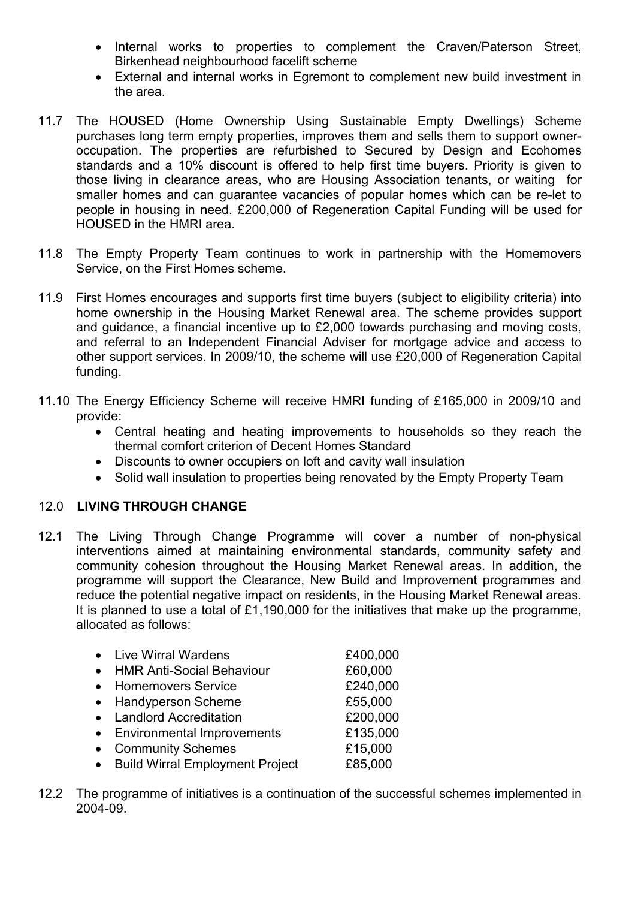- Internal works to properties to complement the Craven/Paterson Street, Birkenhead neighbourhood facelift scheme
- External and internal works in Egremont to complement new build investment in the area.

11.7 The HOUSED (Home Ownership Using Sustainable Empty Dwellings) Scheme purchases long term empty properties, improves them and sells them to support owner-occupation. The properties are refurbished to Secured by Design and Ecohomes standards and a 10% discount is offered to help first time buyers. Priority is given to those living in clearance areas, who are Housing Association tenants, or waiting for smaller homes and can guarantee vacancies of popular homes which can be re-let to people in housing in need. £200,000 of Regeneration Capital Funding will be used for HOUSED in the HMRI area.

11.8 The Empty Property Team continues to work in partnership with the Homemovers Service, on the First Homes scheme.

11.9 First Homes encourages and supports first time buyers (subject to eligibility criteria) into home ownership in the Housing Market Renewal area. The scheme provides support and guidance, a financial incentive up to £2,000 towards purchasing and moving costs, and referral to an Independent Financial Adviser for mortgage advice and access to other support services. In 2009/10, the scheme will use £20,000 of Regeneration Capital funding.

11.10 The Energy Efficiency Scheme will receive HMRI funding of £165,000 in 2009/10 and provide:

- Central heating and heating improvements to households so they reach the thermal comfort criterion of Decent Homes Standard
- Discounts to owner occupiers on loft and cavity wall insulation
- Solid wall insulation to properties being renovated by the Empty Property Team

## 12.0 LIVING THROUGH CHANGE

12.1 The Living Through Change Programme will cover a number of non-physical interventions aimed at maintaining environmental standards, community safety and community cohesion throughout the Housing Market Renewal areas. In addition, the programme will support the Clearance, New Build and Improvement programmes and reduce the potential negative impact on residents, in the Housing Market Renewal areas. It is planned to use a total of £1,190,000 for the initiatives that make up the programme, allocated as follows:

- Live Wirral Wardens £400,000
- HMR Anti-Social Behaviour £60,000
- Homemovers Service £240,000
- Handyperson Scheme £55,000
- Landlord Accreditation £200,000
- Environmental Improvements £135,000
- Community Schemes £15,000
- Build Wirral Employment Project £85,000

12.2 The programme of initiatives is a continuation of the successful schemes implemented in 2004-09.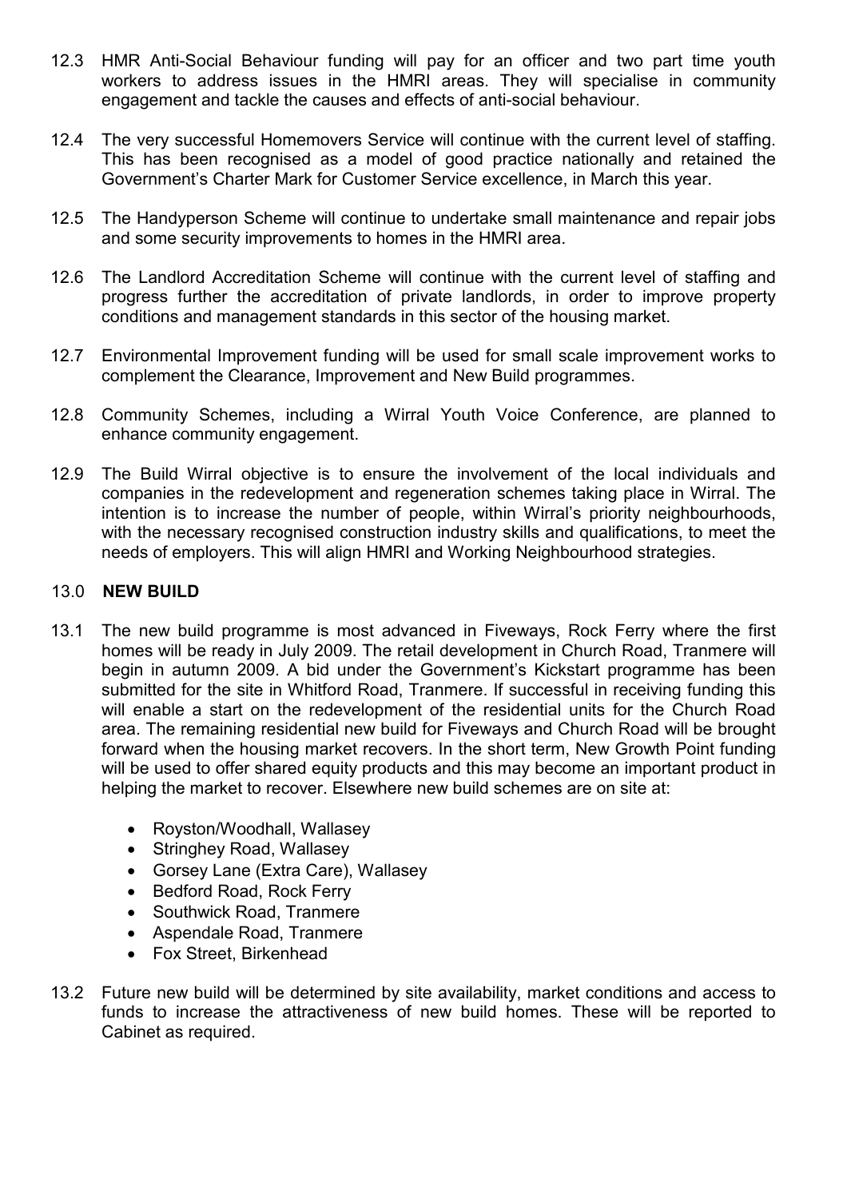12.3 HMR Anti-Social Behaviour funding will pay for an officer and two part time youth workers to address issues in the HMRI areas. They will specialise in community engagement and tackle the causes and effects of anti-social behaviour.

12.4 The very successful Homemovers Service will continue with the current level of staffing. This has been recognised as a model of good practice nationally and retained the Government's Charter Mark for Customer Service excellence, in March this year.

12.5 The Handyperson Scheme will continue to undertake small maintenance and repair jobs and some security improvements to homes in the HMRI area.

12.6 The Landlord Accreditation Scheme will continue with the current level of staffing and progress further the accreditation of private landlords, in order to improve property conditions and management standards in this sector of the housing market.

12.7 Environmental Improvement funding will be used for small scale improvement works to complement the Clearance, Improvement and New Build programmes.

12.8 Community Schemes, including a Wirral Youth Voice Conference, are planned to enhance community engagement.

12.9 The Build Wirral objective is to ensure the involvement of the local individuals and companies in the redevelopment and regeneration schemes taking place in Wirral. The intention is to increase the number of people, within Wirral's priority neighbourhoods, with the necessary recognised construction industry skills and qualifications, to meet the needs of employers. This will align HMRI and Working Neighbourhood strategies.

## 13.0 NEW BUILD

13.1 The new build programme is most advanced in Fiveways, Rock Ferry where the first homes will be ready in July 2009. The retail development in Church Road, Tranmere will begin in autumn 2009. A bid under the Government's Kickstart programme has been submitted for the site in Whitford Road, Tranmere. If successful in receiving funding this will enable a start on the redevelopment of the residential units for the Church Road area. The remaining residential new build for Fiveways and Church Road will be brought forward when the housing market recovers. In the short term, New Growth Point funding will be used to offer shared equity products and this may become an important product in helping the market to recover. Elsewhere new build schemes are on site at:

- Royston/Woodhall, Wallasey
- Stringhey Road, Wallasey
- Gorsey Lane (Extra Care), Wallasey
- Bedford Road, Rock Ferry
- Southwick Road, Tranmere
- Aspendale Road, Tranmere
- Fox Street, Birkenhead

13.2 Future new build will be determined by site availability, market conditions and access to funds to increase the attractiveness of new build homes. These will be reported to Cabinet as required.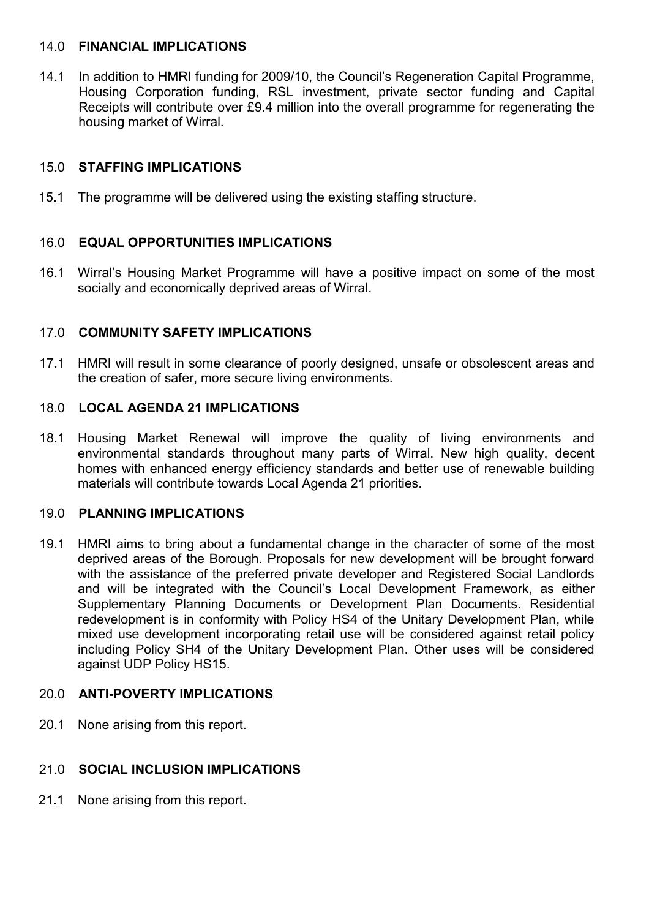## 14.0 FINANCIAL IMPLICATIONS

14.1 In addition to HMRI funding for 2009/10, the Council's Regeneration Capital Programme, Housing Corporation funding, RSL investment, private sector funding and Capital Receipts will contribute over £9.4 million into the overall programme for regenerating the housing market of Wirral.

## 15.0 STAFFING IMPLICATIONS

15.1 The programme will be delivered using the existing staffing structure.

## 16.0 EQUAL OPPORTUNITIES IMPLICATIONS

16.1 Wirral's Housing Market Programme will have a positive impact on some of the most socially and economically deprived areas of Wirral.

## 17.0 COMMUNITY SAFETY IMPLICATIONS

17.1 HMRI will result in some clearance of poorly designed, unsafe or obsolescent areas and the creation of safer, more secure living environments.

## 18.0 LOCAL AGENDA 21 IMPLICATIONS

18.1 Housing Market Renewal will improve the quality of living environments and environmental standards throughout many parts of Wirral. New high quality, decent homes with enhanced energy efficiency standards and better use of renewable building materials will contribute towards Local Agenda 21 priorities.

## 19.0 PLANNING IMPLICATIONS

19.1 HMRI aims to bring about a fundamental change in the character of some of the most deprived areas of the Borough. Proposals for new development will be brought forward with the assistance of the preferred private developer and Registered Social Landlords and will be integrated with the Council's Local Development Framework, as either Supplementary Planning Documents or Development Plan Documents. Residential redevelopment is in conformity with Policy HS4 of the Unitary Development Plan, while mixed use development incorporating retail use will be considered against retail policy including Policy SH4 of the Unitary Development Plan. Other uses will be considered against UDP Policy HS15.

## 20.0 ANTI-POVERTY IMPLICATIONS

20.1 None arising from this report.

## 21.0 SOCIAL INCLUSION IMPLICATIONS

21.1 None arising from this report.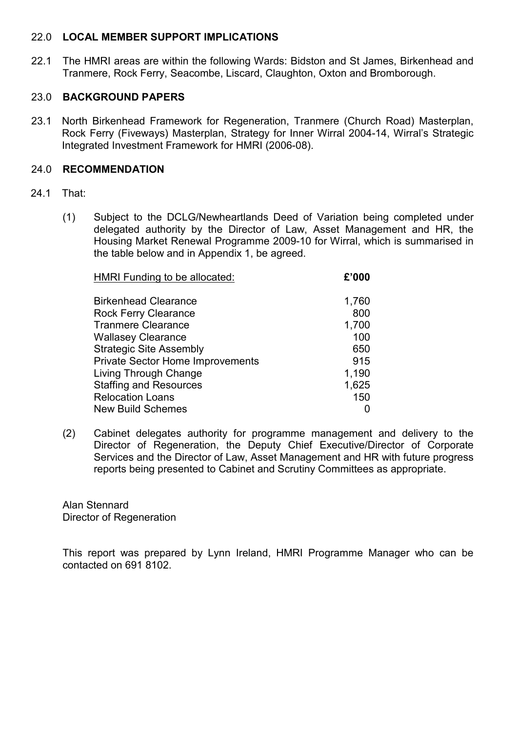## 22.0 LOCAL MEMBER SUPPORT IMPLICATIONS

22.1 The HMRI areas are within the following Wards: Bidston and St James, Birkenhead and Tranmere, Rock Ferry, Seacombe, Liscard, Claughton, Oxton and Bromborough.

## 23.0 BACKGROUND PAPERS

23.1 North Birkenhead Framework for Regeneration, Tranmere (Church Road) Masterplan, Rock Ferry (Fiveways) Masterplan, Strategy for Inner Wirral 2004-14, Wirral's Strategic Integrated Investment Framework for HMRI (2006-08).

## 24.0 RECOMMENDATION

24.1 That:

(1) Subject to the DCLG/Newheartlands Deed of Variation being completed under delegated authority by the Director of Law, Asset Management and HR, the Housing Market Renewal Programme 2009-10 for Wirral, which is summarised in the table below and in Appendix 1, be agreed.

| HMRI Funding to be allocated: | **£'000** |
|---|---|
| Birkenhead Clearance | 1,760 |
| Rock Ferry Clearance | 800 |
| Tranmere Clearance | 1,700 |
| Wallasey Clearance | 100 |
| Strategic Site Assembly | 650 |
| Private Sector Home Improvements | 915 |
| Living Through Change | 1,190 |
| Staffing and Resources | 1,625 |
| Relocation Loans | 150 |
| New Build Schemes | 0 |

(2) Cabinet delegates authority for programme management and delivery to the Director of Regeneration, the Deputy Chief Executive/Director of Corporate Services and the Director of Law, Asset Management and HR with future progress reports being presented to Cabinet and Scrutiny Committees as appropriate.

Alan Stennard
Director of Regeneration

This report was prepared by Lynn Ireland, HMRI Programme Manager who can be contacted on 691 8102.